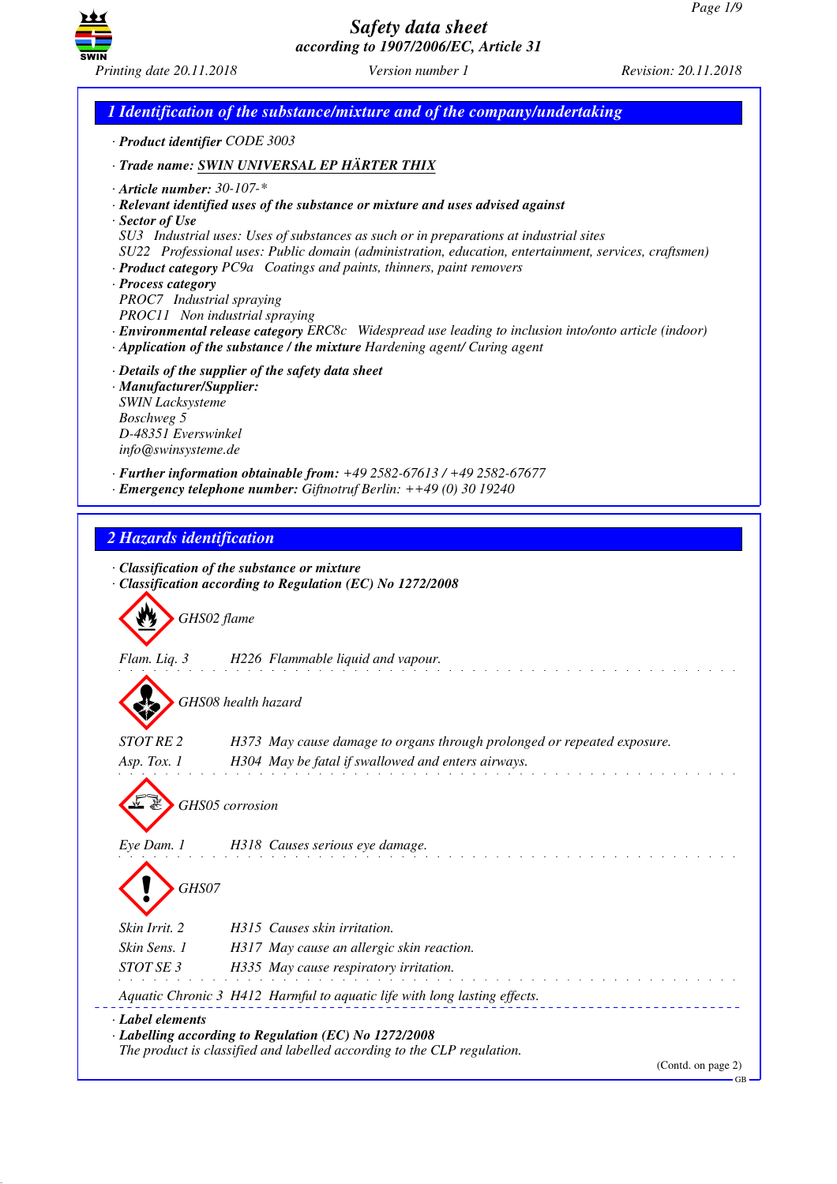# Safety data sheet
*according to 1907/2006/EC, Article 31*

*Printing date 20.11.2018* | *Version number 1* | *Revision: 20.11.2018*

## 1 Identification of the substance/mixture and of the company/undertaking

· **Product identifier** CODE 3003

· **Trade name:** SWIN UNIVERSAL EP HÄRTER THIX

· **Article number:** 30-107-*
· **Relevant identified uses of the substance or mixture and uses advised against**
· **Sector of Use**
SU3 Industrial uses: Uses of substances as such or in preparations at industrial sites
SU22 Professional uses: Public domain (administration, education, entertainment, services, craftsmen)
· **Product category** PC9a Coatings and paints, thinners, paint removers
· **Process category**
PROC7 Industrial spraying
PROC11 Non industrial spraying
· **Environmental release category** ERC8c Widespread use leading to inclusion into/onto article (indoor)
· **Application of the substance / the mixture** Hardening agent/ Curing agent

· **Details of the supplier of the safety data sheet**
· **Manufacturer/Supplier:**
SWIN Lacksysteme
Boschweg 5
D-48351 Everswinkel
info@swinsysteme.de

· **Further information obtainable from:** +49 2582-67613 / +49 2582-67677
· **Emergency telephone number:** Giftnotruf Berlin: ++49 (0) 30 19240

## 2 Hazards identification

· **Classification of the substance or mixture**
· **Classification according to Regulation (EC) No 1272/2008**

GHS02 flame

Flam. Liq. 3 H226 Flammable liquid and vapour.

GHS08 health hazard

STOT RE 2 H373 May cause damage to organs through prolonged or repeated exposure.
Asp. Tox. 1 H304 May be fatal if swallowed and enters airways.

GHS05 corrosion

Eye Dam. 1 H318 Causes serious eye damage.

GHS07

Skin Irrit. 2 H315 Causes skin irritation.
Skin Sens. 1 H317 May cause an allergic skin reaction.
STOT SE 3 H335 May cause respiratory irritation.

Aquatic Chronic 3 H412 Harmful to aquatic life with long lasting effects.

· **Label elements**
· **Labelling according to Regulation (EC) No 1272/2008**
The product is classified and labelled according to the CLP regulation.

(Contd. on page 2)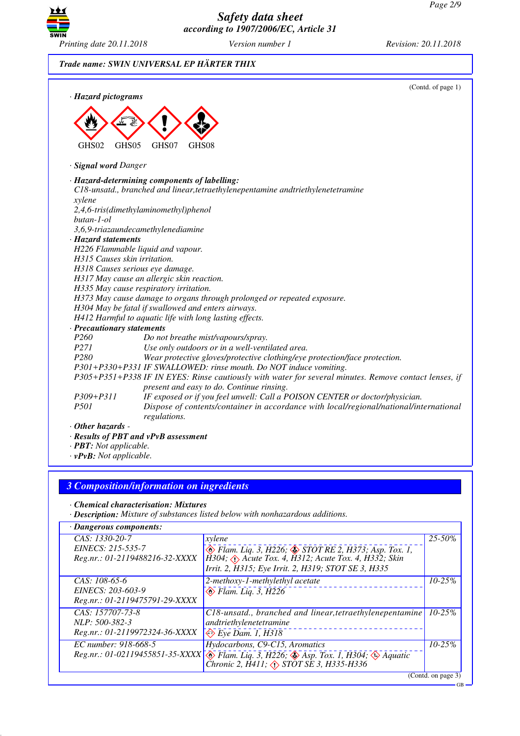Trade name: SWIN UNIVERSAL EP HÄRTER THIX

(Contd. of page 1)

· **Hazard pictograms**

GHS02 GHS05 GHS07 GHS08

· **Signal word** Danger

· **Hazard-determining components of labelling:**
C18-unsatd., branched and linear,tetraethylenepentamine andtriethylenetetramine
xylene
2,4,6-tris(dimethylaminomethyl)phenol
butan-1-ol
3,6,9-triazaundecamethylenediamine

· **Hazard statements**
H226 Flammable liquid and vapour.
H315 Causes skin irritation.
H318 Causes serious eye damage.
H317 May cause an allergic skin reaction.
H335 May cause respiratory irritation.
H373 May cause damage to organs through prolonged or repeated exposure.
H304 May be fatal if swallowed and enters airways.
H412 Harmful to aquatic life with long lasting effects.

· **Precautionary statements**
P260 Do not breathe mist/vapours/spray.
P271 Use only outdoors or in a well-ventilated area.
P280 Wear protective gloves/protective clothing/eye protection/face protection.
P301+P330+P331 IF SWALLOWED: rinse mouth. Do NOT induce vomiting.
P305+P351+P338 IF IN EYES: Rinse cautiously with water for several minutes. Remove contact lenses, if present and easy to do. Continue rinsing.
P309+P311 IF exposed or if you feel unwell: Call a POISON CENTER or doctor/physician.
P501 Dispose of contents/container in accordance with local/regional/national/international regulations.

· **Other hazards** -

· **Results of PBT and vPvB assessment**
· **PBT:** Not applicable.
· **vPvB:** Not applicable.

## 3 Composition/information on ingredients

· **Chemical characterisation: Mixtures**
· **Description:** Mixture of substances listed below with nonhazardous additions.

· **Dangerous components:**

| Identifiers | Substance / Classification | % |
|---|---|---|
| CAS: 1330-20-7<br>EINECS: 215-535-7<br>Reg.nr.: 01-2119488216-32-XXXX | xylene<br>Flam. Liq. 3, H226; STOT RE 2, H373; Asp. Tox. 1, H304; Acute Tox. 4, H312; Acute Tox. 4, H332; Skin Irrit. 2, H315; Eye Irrit. 2, H319; STOT SE 3, H335 | 25-50% |
| CAS: 108-65-6<br>EINECS: 203-603-9<br>Reg.nr.: 01-2119475791-29-XXXX | 2-methoxy-1-methylethyl acetate<br>Flam. Liq. 3, H226 | 10-25% |
| CAS: 157707-73-8<br>NLP: 500-382-3<br>Reg.nr.: 01-2119972324-36-XXXX | C18-unsatd., branched and linear,tetraethylenepentamine andtriethylenetetramine<br>Eye Dam. 1, H318 | 10-25% |
| EC number: 918-668-5<br>Reg.nr.: 01-02119455851-35-XXXX | Hydocarbons, C9-C15, Aromatics<br>Flam. Liq. 3, H226; Asp. Tox. 1, H304; Aquatic Chronic 2, H411; STOT SE 3, H335-H336 | 10-25% |

(Contd. on page 3)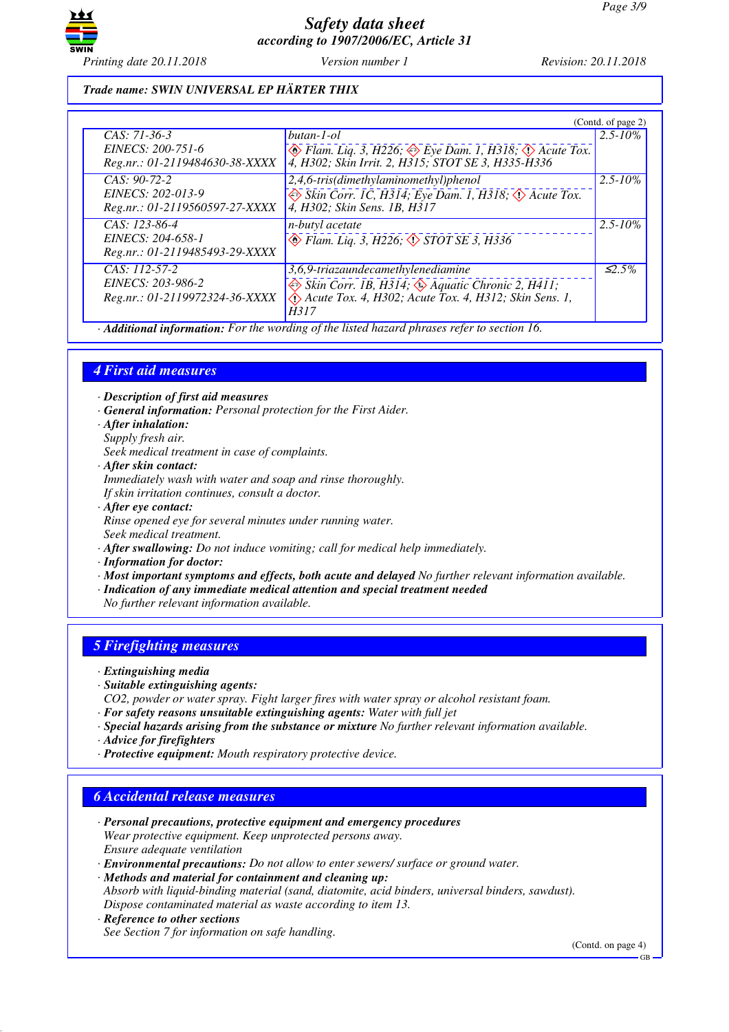**Trade name: SWIN UNIVERSAL EP HÄRTER THIX**

(Contd. of page 2)

| | | |
|---|---|---|
| CAS: 71-36-3<br>EINECS: 200-751-6<br>Reg.nr.: 01-2119484630-38-XXXX | butan-1-ol<br>Flam. Liq. 3, H226; Eye Dam. 1, H318; Acute Tox. 4, H302; Skin Irrit. 2, H315; STOT SE 3, H335-H336 | 2.5-10% |
| CAS: 90-72-2<br>EINECS: 202-013-9<br>Reg.nr.: 01-2119560597-27-XXXX | 2,4,6-tris(dimethylaminomethyl)phenol<br>Skin Corr. 1C, H314; Eye Dam. 1, H318; Acute Tox. 4, H302; Skin Sens. 1B, H317 | 2.5-10% |
| CAS: 123-86-4<br>EINECS: 204-658-1<br>Reg.nr.: 01-2119485493-29-XXXX | n-butyl acetate<br>Flam. Liq. 3, H226; STOT SE 3, H336 | 2.5-10% |
| CAS: 112-57-2<br>EINECS: 203-986-2<br>Reg.nr.: 01-2119972324-36-XXXX | 3,6,9-triazaundecamethylenediamine<br>Skin Corr. 1B, H314; Aquatic Chronic 2, H411; Acute Tox. 4, H302; Acute Tox. 4, H312; Skin Sens. 1, H317 | ≤2.5% |

· **Additional information:** For the wording of the listed hazard phrases refer to section 16.

## 4 First aid measures

· **Description of first aid measures**
· **General information:** Personal protection for the First Aider.
· **After inhalation:**
Supply fresh air.
Seek medical treatment in case of complaints.
· **After skin contact:**
Immediately wash with water and soap and rinse thoroughly.
If skin irritation continues, consult a doctor.
· **After eye contact:**
Rinse opened eye for several minutes under running water.
Seek medical treatment.
· **After swallowing:** Do not induce vomiting; call for medical help immediately.
· **Information for doctor:**
· **Most important symptoms and effects, both acute and delayed** No further relevant information available.
· **Indication of any immediate medical attention and special treatment needed**
No further relevant information available.

## 5 Firefighting measures

· **Extinguishing media**
· **Suitable extinguishing agents:**
$CO_2$, powder or water spray. Fight larger fires with water spray or alcohol resistant foam.
· **For safety reasons unsuitable extinguishing agents:** Water with full jet
· **Special hazards arising from the substance or mixture** No further relevant information available.
· **Advice for firefighters**
· **Protective equipment:** Mouth respiratory protective device.

## 6 Accidental release measures

· **Personal precautions, protective equipment and emergency procedures**
Wear protective equipment. Keep unprotected persons away.
Ensure adequate ventilation
· **Environmental precautions:** Do not allow to enter sewers/ surface or ground water.
· **Methods and material for containment and cleaning up:**
Absorb with liquid-binding material (sand, diatomite, acid binders, universal binders, sawdust).
Dispose contaminated material as waste according to item 13.
· **Reference to other sections**
See Section 7 for information on safe handling.

(Contd. on page 4)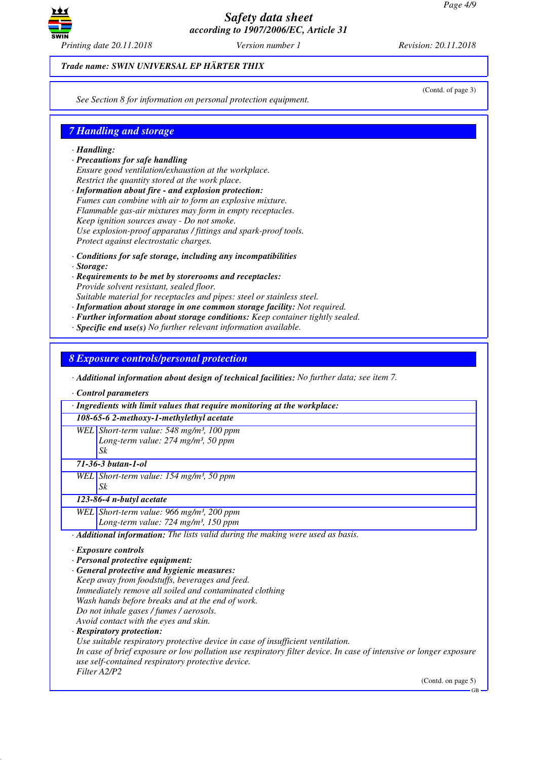**Trade name: SWIN UNIVERSAL EP HÄRTER THIX**

(Contd. of page 3)

See Section 8 for information on personal protection equipment.

## 7 Handling and storage

· **Handling:**
· **Precautions for safe handling**
Ensure good ventilation/exhaustion at the workplace.
Restrict the quantity stored at the work place.
· **Information about fire - and explosion protection:**
Fumes can combine with air to form an explosive mixture.
Flammable gas-air mixtures may form in empty receptacles.
Keep ignition sources away - Do not smoke.
Use explosion-proof apparatus / fittings and spark-proof tools.
Protect against electrostatic charges.

· **Conditions for safe storage, including any incompatibilities**
· **Storage:**
· **Requirements to be met by storerooms and receptacles:**
Provide solvent resistant, sealed floor.
Suitable material for receptacles and pipes: steel or stainless steel.
· **Information about storage in one common storage facility:** Not required.
· **Further information about storage conditions:** Keep container tightly sealed.
· **Specific end use(s)** No further relevant information available.

## 8 Exposure controls/personal protection

· **Additional information about design of technical facilities:** No further data; see item 7.

· **Control parameters**

| · Ingredients with limit values that require monitoring at the workplace: | |
|---|---|
| **108-65-6 2-methoxy-1-methylethyl acetate** | |
| WEL | Short-term value: 548 mg/m³, 100 ppm<br>Long-term value: 274 mg/m³, 50 ppm<br>Sk |
| **71-36-3 butan-1-ol** | |
| WEL | Short-term value: 154 mg/m³, 50 ppm<br>Sk |
| **123-86-4 n-butyl acetate** | |
| WEL | Short-term value: 966 mg/m³, 200 ppm<br>Long-term value: 724 mg/m³, 150 ppm |

· **Additional information:** The lists valid during the making were used as basis.

· **Exposure controls**
· **Personal protective equipment:**
· **General protective and hygienic measures:**
Keep away from foodstuffs, beverages and feed.
Immediately remove all soiled and contaminated clothing
Wash hands before breaks and at the end of work.
Do not inhale gases / fumes / aerosols.
Avoid contact with the eyes and skin.
· **Respiratory protection:**
Use suitable respiratory protective device in case of insufficient ventilation.
In case of brief exposure or low pollution use respiratory filter device. In case of intensive or longer exposure use self-contained respiratory protective device.
Filter A2/P2

(Contd. on page 5)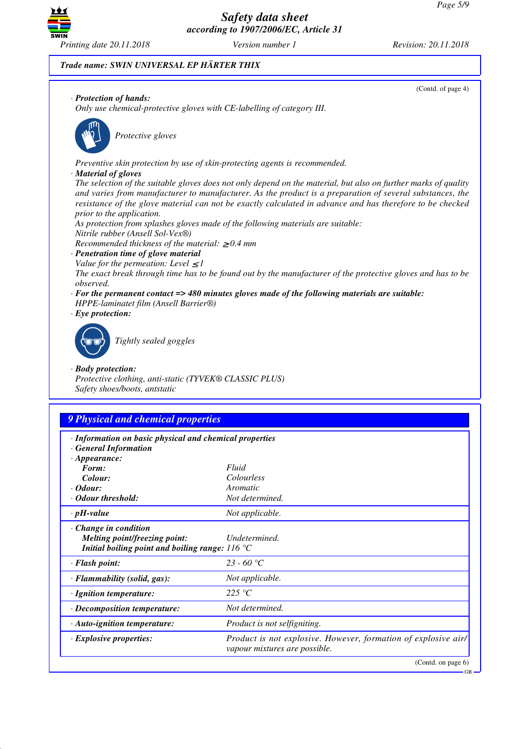*Trade name: SWIN UNIVERSAL EP HÄRTER THIX*

(Contd. of page 4)

· ***Protection of hands:***
*Only use chemical-protective gloves with CE-labelling of category III.*

*Protective gloves*

*Preventive skin protection by use of skin-protecting agents is recommended.*

· ***Material of gloves***
*The selection of the suitable gloves does not only depend on the material, but also on further marks of quality and varies from manufacturer to manufacturer. As the product is a preparation of several substances, the resistance of the glove material can not be exactly calculated in advance and has therefore to be checked prior to the application.*
*As protection from splashes gloves made of the following materials are suitable:*
*Nitrile rubber (Ansell Sol-Vex®)*
*Recommended thickness of the material: ≥0.4 mm*

· ***Penetration time of glove material***
*Value for the permeation: Level ≤1*
*The exact break through time has to be found out by the manufacturer of the protective gloves and has to be observed.*

· ***For the permanent contact => 480 minutes gloves made of the following materials are suitable:***
*HPPE-laminatet film (Ansell Barrier®)*

· ***Eye protection:***

*Tightly sealed goggles*

· ***Body protection:***
*Protective clothing, anti-static (TYVEK® CLASSIC PLUS)*
*Safety shoes/boots, antstatic*

## 9 Physical and chemical properties

· ***Information on basic physical and chemical properties***
· ***General Information***

| Property | Value |
|---|---|
| · **Appearance:** | |
| **Form:** | Fluid |
| **Colour:** | Colourless |
| · **Odour:** | Aromatic |
| · **Odour threshold:** | Not determined. |
| · **pH-value** | Not applicable. |
| · **Change in condition** | |
| **Melting point/freezing point:** | Undetermined. |
| **Initial boiling point and boiling range:** | 116 °C |
| · **Flash point:** | 23 - 60 °C |
| · **Flammability (solid, gas):** | Not applicable. |
| · **Ignition temperature:** | 225 °C |
| · **Decomposition temperature:** | Not determined. |
| · **Auto-ignition temperature:** | Product is not selfigniting. |
| · **Explosive properties:** | Product is not explosive. However, formation of explosive air/vapour mixtures are possible. |

(Contd. on page 6)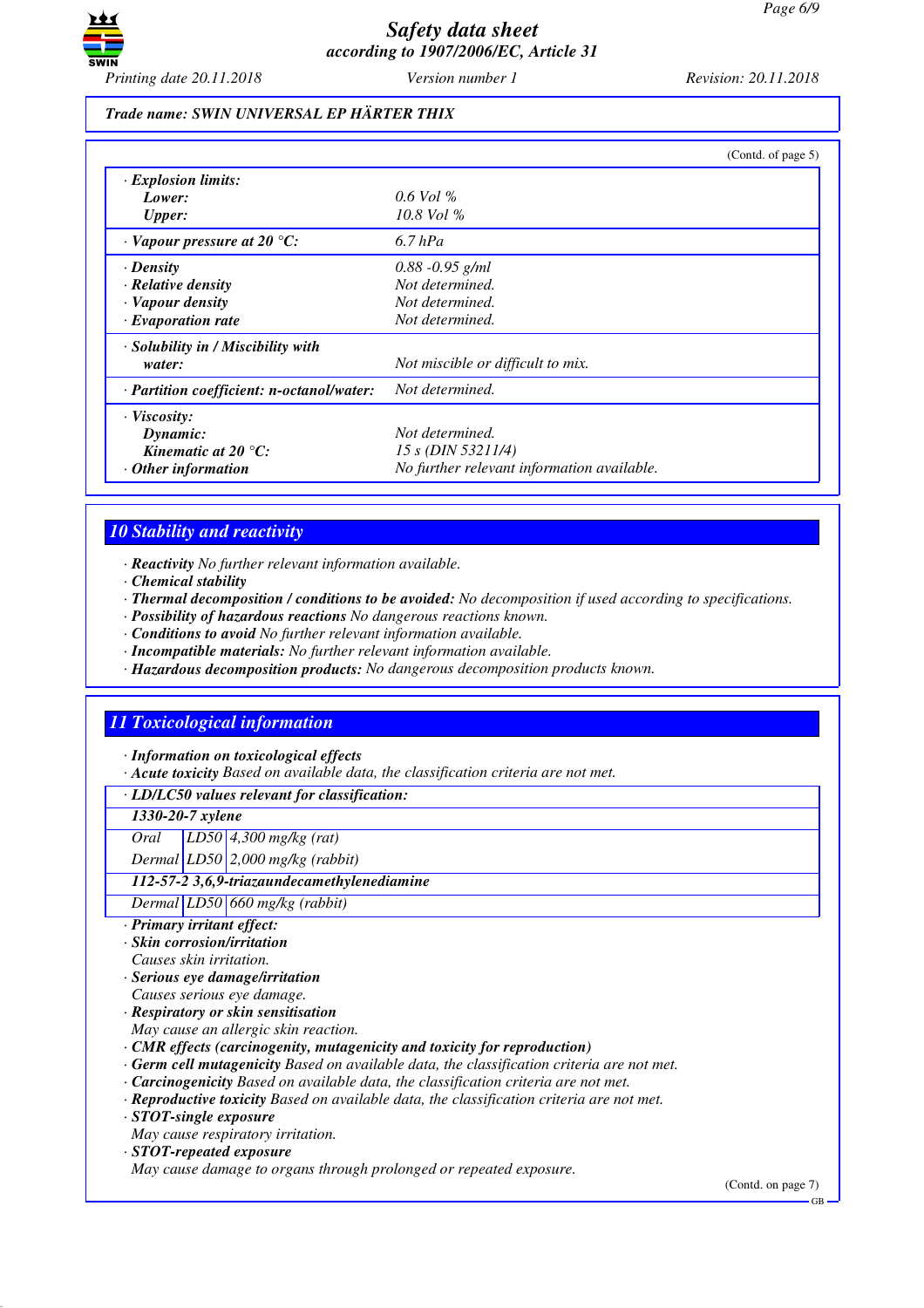Trade name: SWIN UNIVERSAL EP HÄRTER THIX

(Contd. of page 5)

| | |
|---|---|
| · **Explosion limits:** | |
| **Lower:** | 0.6 Vol % |
| **Upper:** | 10.8 Vol % |
| · **Vapour pressure at 20 °C:** | 6.7 hPa |
| · **Density** | 0.88 -0.95 g/ml |
| · **Relative density** | Not determined. |
| · **Vapour density** | Not determined. |
| · **Evaporation rate** | Not determined. |
| · **Solubility in / Miscibility with water:** | Not miscible or difficult to mix. |
| · **Partition coefficient: n-octanol/water:** | Not determined. |
| · **Viscosity:** | |
| **Dynamic:** | Not determined. |
| **Kinematic at 20 °C:** | 15 s (DIN 53211/4) |
| · **Other information** | No further relevant information available. |

## 10 Stability and reactivity

· **Reactivity** No further relevant information available.
· **Chemical stability**
· **Thermal decomposition / conditions to be avoided:** No decomposition if used according to specifications.
· **Possibility of hazardous reactions** No dangerous reactions known.
· **Conditions to avoid** No further relevant information available.
· **Incompatible materials:** No further relevant information available.
· **Hazardous decomposition products:** No dangerous decomposition products known.

## 11 Toxicological information

· **Information on toxicological effects**
· **Acute toxicity** Based on available data, the classification criteria are not met.

| · LD/LC50 values relevant for classification: | | |
|---|---|---|
| **1330-20-7 xylene** | | |
| Oral | LD50 | 4,300 mg/kg (rat) |
| Dermal | LD50 | 2,000 mg/kg (rabbit) |
| **112-57-2 3,6,9-triazaundecamethylenediamine** | | |
| Dermal | LD50 | 660 mg/kg (rabbit) |

· **Primary irritant effect:**
· **Skin corrosion/irritation**
Causes skin irritation.
· **Serious eye damage/irritation**
Causes serious eye damage.
· **Respiratory or skin sensitisation**
May cause an allergic skin reaction.
· **CMR effects (carcinogenity, mutagenicity and toxicity for reproduction)**
· **Germ cell mutagenicity** Based on available data, the classification criteria are not met.
· **Carcinogenicity** Based on available data, the classification criteria are not met.
· **Reproductive toxicity** Based on available data, the classification criteria are not met.
· **STOT-single exposure**
May cause respiratory irritation.
· **STOT-repeated exposure**
May cause damage to organs through prolonged or repeated exposure.

(Contd. on page 7)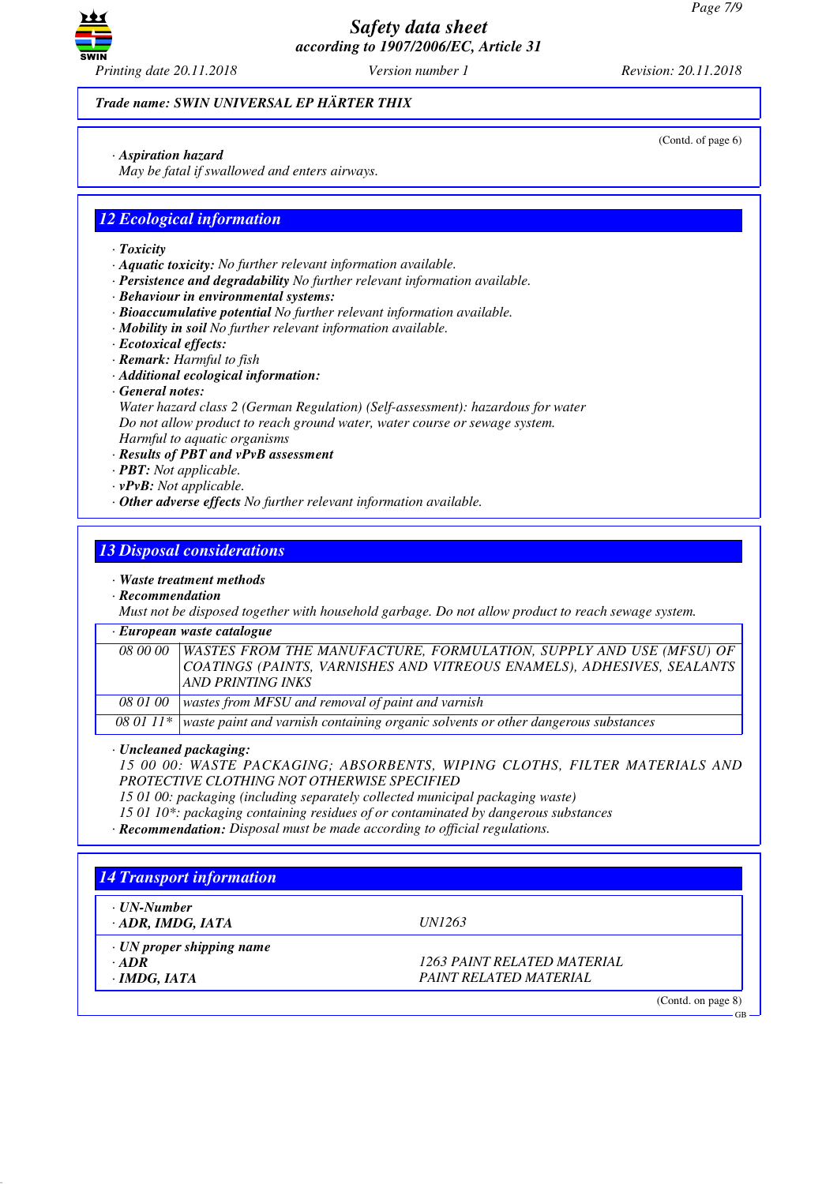**Trade name: SWIN UNIVERSAL EP HÄRTER THIX**

(Contd. of page 6)

· *Aspiration hazard*
May be fatal if swallowed and enters airways.

## 12 Ecological information

· **Toxicity**
· **Aquatic toxicity:** No further relevant information available.
· **Persistence and degradability** No further relevant information available.
· **Behaviour in environmental systems:**
· **Bioaccumulative potential** No further relevant information available.
· **Mobility in soil** No further relevant information available.
· **Ecotoxical effects:**
· **Remark:** Harmful to fish
· **Additional ecological information:**
· **General notes:**
Water hazard class 2 (German Regulation) (Self-assessment): hazardous for water
Do not allow product to reach ground water, water course or sewage system.
Harmful to aquatic organisms
· **Results of PBT and vPvB assessment**
· **PBT:** Not applicable.
· **vPvB:** Not applicable.
· **Other adverse effects** No further relevant information available.

## 13 Disposal considerations

· **Waste treatment methods**
· **Recommendation**
Must not be disposed together with household garbage. Do not allow product to reach sewage system.

| · European waste catalogue | |
|---|---|
| 08 00 00 | WASTES FROM THE MANUFACTURE, FORMULATION, SUPPLY AND USE (MFSU) OF COATINGS (PAINTS, VARNISHES AND VITREOUS ENAMELS), ADHESIVES, SEALANTS AND PRINTING INKS |
| 08 01 00 | wastes from MFSU and removal of paint and varnish |
| 08 01 11* | waste paint and varnish containing organic solvents or other dangerous substances |

· **Uncleaned packaging:**
15 00 00: WASTE PACKAGING; ABSORBENTS, WIPING CLOTHS, FILTER MATERIALS AND PROTECTIVE CLOTHING NOT OTHERWISE SPECIFIED
15 01 00: packaging (including separately collected municipal packaging waste)
15 01 10*: packaging containing residues of or contaminated by dangerous substances
· **Recommendation:** Disposal must be made according to official regulations.

## 14 Transport information

| | |
|---|---|
| · **UN-Number** | |
| · **ADR, IMDG, IATA** | UN1263 |
| · **UN proper shipping name** | |
| · **ADR** | 1263 PAINT RELATED MATERIAL |
| · **IMDG, IATA** | PAINT RELATED MATERIAL |

(Contd. on page 8)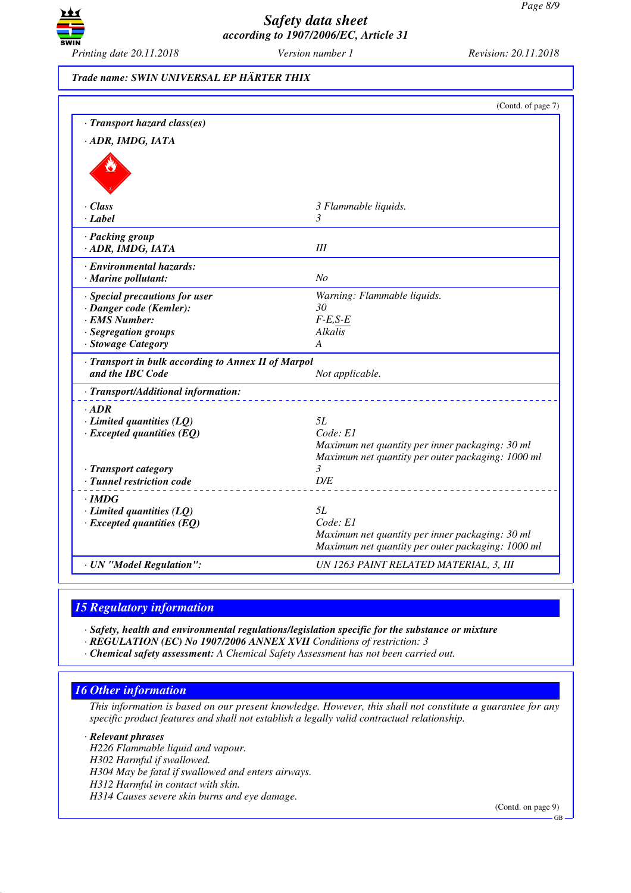Trade name: SWIN UNIVERSAL EP HÄRTER THIX

(Contd. of page 7)

| · Transport hazard class(es) | |
|---|---|
| · ADR, IMDG, IATA | |
| · Class | 3 Flammable liquids. |
| · Label | 3 |
| · Packing group | |
| · ADR, IMDG, IATA | III |
| · Environmental hazards: | |
| · Marine pollutant: | No |
| · Special precautions for user | Warning: Flammable liquids. |
| · Danger code (Kemler): | 30 |
| · EMS Number: | F-E,S-E |
| · Segregation groups | Alkalis |
| · Stowage Category | A |
| · Transport in bulk according to Annex II of Marpol and the IBC Code | Not applicable. |
| · Transport/Additional information: | |
| · ADR | |
| · Limited quantities (LQ) | 5L |
| · Excepted quantities (EQ) | Code: E1<br>Maximum net quantity per inner packaging: 30 ml<br>Maximum net quantity per outer packaging: 1000 ml |
| · Transport category | 3 |
| · Tunnel restriction code | D/E |
| · IMDG | |
| · Limited quantities (LQ) | 5L |
| · Excepted quantities (EQ) | Code: E1<br>Maximum net quantity per inner packaging: 30 ml<br>Maximum net quantity per outer packaging: 1000 ml |
| · UN "Model Regulation": | UN 1263 PAINT RELATED MATERIAL, 3, III |

## 15 Regulatory information

· **Safety, health and environmental regulations/legislation specific for the substance or mixture**
· **REGULATION (EC) No 1907/2006 ANNEX XVII** Conditions of restriction: 3
· **Chemical safety assessment:** A Chemical Safety Assessment has not been carried out.

## 16 Other information

This information is based on our present knowledge. However, this shall not constitute a guarantee for any specific product features and shall not establish a legally valid contractual relationship.

· **Relevant phrases**
H226 Flammable liquid and vapour.
H302 Harmful if swallowed.
H304 May be fatal if swallowed and enters airways.
H312 Harmful in contact with skin.
H314 Causes severe skin burns and eye damage.

(Contd. on page 9)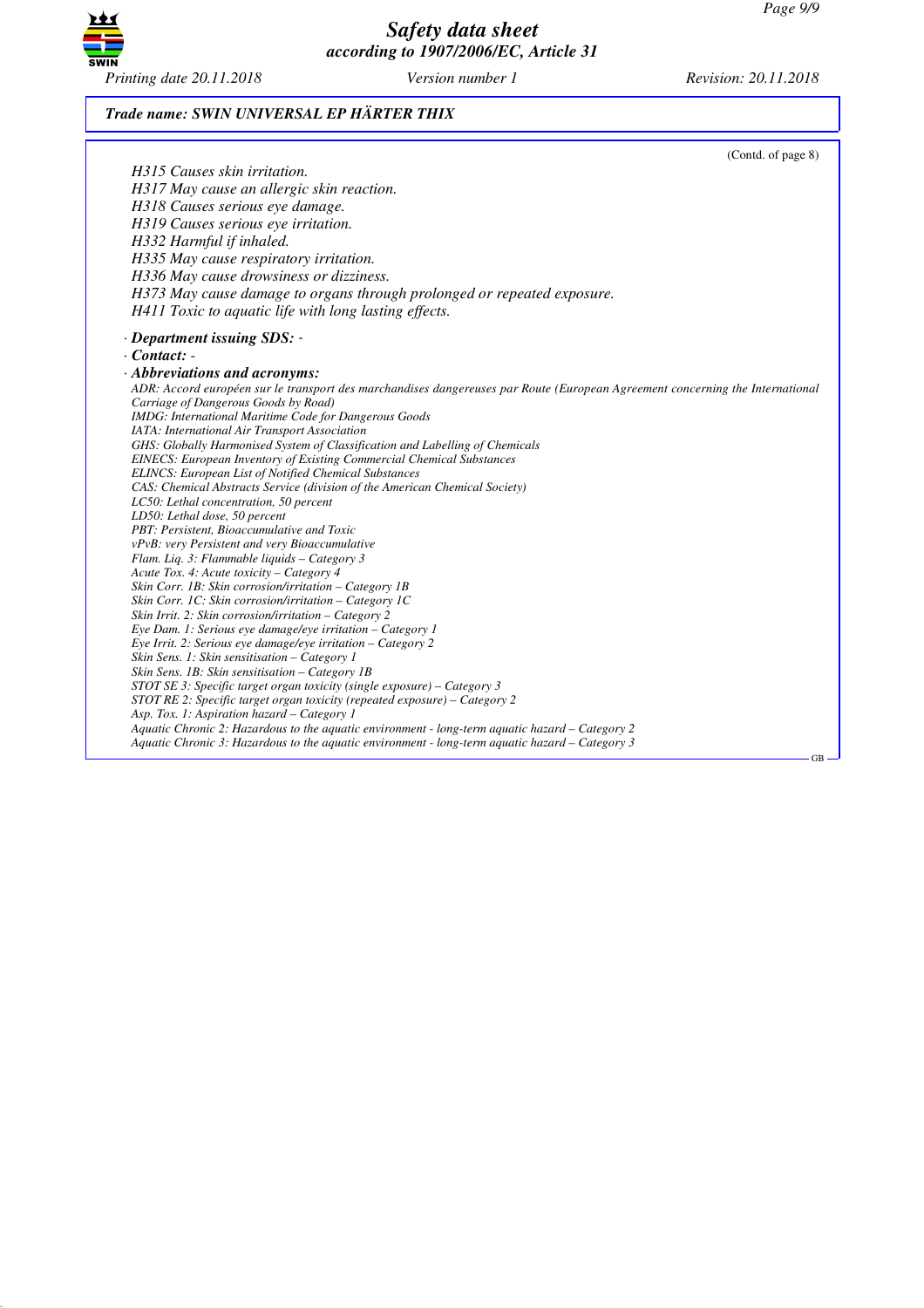*Trade name: SWIN UNIVERSAL EP HÄRTER THIX*

(Contd. of page 8)

*H315 Causes skin irritation.*
*H317 May cause an allergic skin reaction.*
*H318 Causes serious eye damage.*
*H319 Causes serious eye irritation.*
*H332 Harmful if inhaled.*
*H335 May cause respiratory irritation.*
*H336 May cause drowsiness or dizziness.*
*H373 May cause damage to organs through prolonged or repeated exposure.*
*H411 Toxic to aquatic life with long lasting effects.*

· ***Department issuing SDS:*** -

· ***Contact:*** -

· ***Abbreviations and acronyms:***

*ADR: Accord européen sur le transport des marchandises dangereuses par Route (European Agreement concerning the International Carriage of Dangerous Goods by Road)*
*IMDG: International Maritime Code for Dangerous Goods*
*IATA: International Air Transport Association*
*GHS: Globally Harmonised System of Classification and Labelling of Chemicals*
*EINECS: European Inventory of Existing Commercial Chemical Substances*
*ELINCS: European List of Notified Chemical Substances*
*CAS: Chemical Abstracts Service (division of the American Chemical Society)*
*LC50: Lethal concentration, 50 percent*
*LD50: Lethal dose, 50 percent*
*PBT: Persistent, Bioaccumulative and Toxic*
*vPvB: very Persistent and very Bioaccumulative*
*Flam. Liq. 3: Flammable liquids – Category 3*
*Acute Tox. 4: Acute toxicity – Category 4*
*Skin Corr. 1B: Skin corrosion/irritation – Category 1B*
*Skin Corr. 1C: Skin corrosion/irritation – Category 1C*
*Skin Irrit. 2: Skin corrosion/irritation – Category 2*
*Eye Dam. 1: Serious eye damage/eye irritation – Category 1*
*Eye Irrit. 2: Serious eye damage/eye irritation – Category 2*
*Skin Sens. 1: Skin sensitisation – Category 1*
*Skin Sens. 1B: Skin sensitisation – Category 1B*
*STOT SE 3: Specific target organ toxicity (single exposure) – Category 3*
*STOT RE 2: Specific target organ toxicity (repeated exposure) – Category 2*
*Asp. Tox. 1: Aspiration hazard – Category 1*
*Aquatic Chronic 2: Hazardous to the aquatic environment - long-term aquatic hazard – Category 2*
*Aquatic Chronic 3: Hazardous to the aquatic environment - long-term aquatic hazard – Category 3*